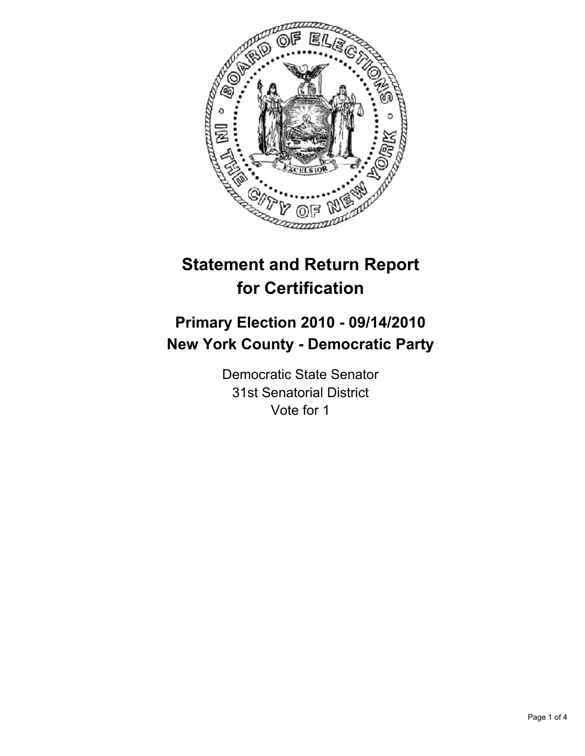# Statement and Return Report for Certification

## Primary Election 2010 - 09/14/2010
## New York County - Democratic Party

Democratic State Senator
31st Senatorial District
Vote for 1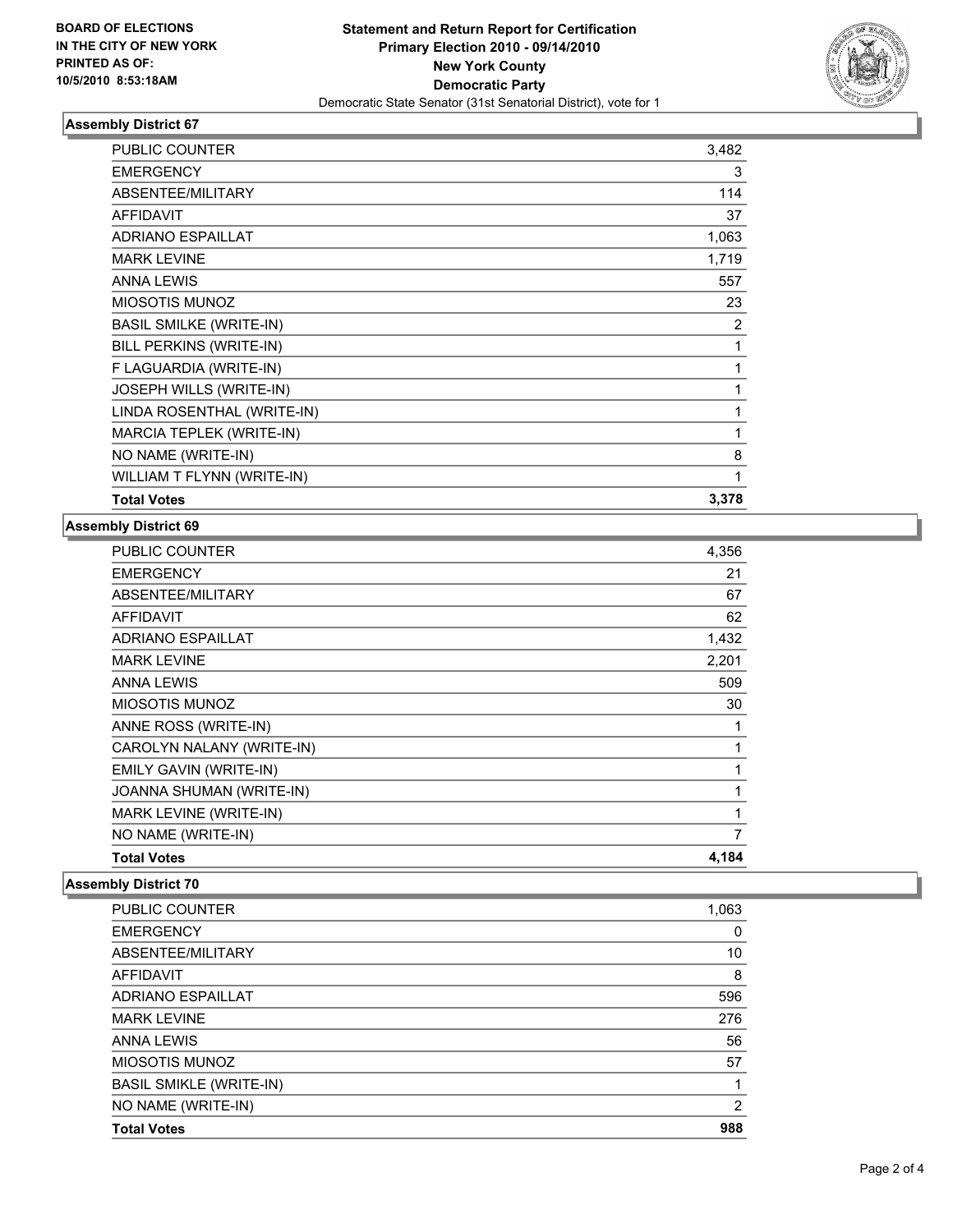**BOARD OF ELECTIONS IN THE CITY OF NEW YORK PRINTED AS OF: 10/5/2010 8:53:18AM**

**Statement and Return Report for Certification**
**Primary Election 2010 - 09/14/2010**
**New York County**
**Democratic Party**
Democratic State Senator (31st Senatorial District), vote for 1

### Assembly District 67

| | |
|---|---|
| PUBLIC COUNTER | 3,482 |
| EMERGENCY | 3 |
| ABSENTEE/MILITARY | 114 |
| AFFIDAVIT | 37 |
| ADRIANO ESPAILLAT | 1,063 |
| MARK LEVINE | 1,719 |
| ANNA LEWIS | 557 |
| MIOSOTIS MUNOZ | 23 |
| BASIL SMILKE (WRITE-IN) | 2 |
| BILL PERKINS (WRITE-IN) | 1 |
| F LAGUARDIA (WRITE-IN) | 1 |
| JOSEPH WILLS (WRITE-IN) | 1 |
| LINDA ROSENTHAL (WRITE-IN) | 1 |
| MARCIA TEPLEK (WRITE-IN) | 1 |
| NO NAME (WRITE-IN) | 8 |
| WILLIAM T FLYNN (WRITE-IN) | 1 |
| **Total Votes** | **3,378** |

### Assembly District 69

| | |
|---|---|
| PUBLIC COUNTER | 4,356 |
| EMERGENCY | 21 |
| ABSENTEE/MILITARY | 67 |
| AFFIDAVIT | 62 |
| ADRIANO ESPAILLAT | 1,432 |
| MARK LEVINE | 2,201 |
| ANNA LEWIS | 509 |
| MIOSOTIS MUNOZ | 30 |
| ANNE ROSS (WRITE-IN) | 1 |
| CAROLYN NALANY (WRITE-IN) | 1 |
| EMILY GAVIN (WRITE-IN) | 1 |
| JOANNA SHUMAN (WRITE-IN) | 1 |
| MARK LEVINE (WRITE-IN) | 1 |
| NO NAME (WRITE-IN) | 7 |
| **Total Votes** | **4,184** |

### Assembly District 70

| | |
|---|---|
| PUBLIC COUNTER | 1,063 |
| EMERGENCY | 0 |
| ABSENTEE/MILITARY | 10 |
| AFFIDAVIT | 8 |
| ADRIANO ESPAILLAT | 596 |
| MARK LEVINE | 276 |
| ANNA LEWIS | 56 |
| MIOSOTIS MUNOZ | 57 |
| BASIL SMIKLE (WRITE-IN) | 1 |
| NO NAME (WRITE-IN) | 2 |
| **Total Votes** | **988** |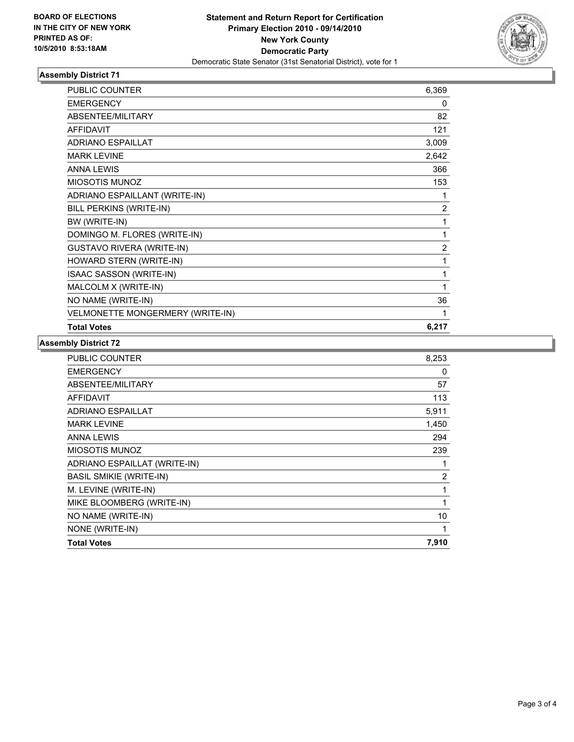**BOARD OF ELECTIONS**
**IN THE CITY OF NEW YORK**
**PRINTED AS OF:**
**10/5/2010 8:53:18AM**

**Statement and Return Report for Certification**
**Primary Election 2010 - 09/14/2010**
**New York County**
**Democratic Party**
Democratic State Senator (31st Senatorial District), vote for 1

### Assembly District 71

| | |
|---|---|
| PUBLIC COUNTER | 6,369 |
| EMERGENCY | 0 |
| ABSENTEE/MILITARY | 82 |
| AFFIDAVIT | 121 |
| ADRIANO ESPAILLAT | 3,009 |
| MARK LEVINE | 2,642 |
| ANNA LEWIS | 366 |
| MIOSOTIS MUNOZ | 153 |
| ADRIANO ESPAILLANT (WRITE-IN) | 1 |
| BILL PERKINS (WRITE-IN) | 2 |
| BW (WRITE-IN) | 1 |
| DOMINGO M. FLORES (WRITE-IN) | 1 |
| GUSTAVO RIVERA (WRITE-IN) | 2 |
| HOWARD STERN (WRITE-IN) | 1 |
| ISAAC SASSON (WRITE-IN) | 1 |
| MALCOLM X (WRITE-IN) | 1 |
| NO NAME (WRITE-IN) | 36 |
| VELMONETTE MONGERMERY (WRITE-IN) | 1 |
| **Total Votes** | **6,217** |

### Assembly District 72

| | |
|---|---|
| PUBLIC COUNTER | 8,253 |
| EMERGENCY | 0 |
| ABSENTEE/MILITARY | 57 |
| AFFIDAVIT | 113 |
| ADRIANO ESPAILLAT | 5,911 |
| MARK LEVINE | 1,450 |
| ANNA LEWIS | 294 |
| MIOSOTIS MUNOZ | 239 |
| ADRIANO ESPAILLAT (WRITE-IN) | 1 |
| BASIL SMIKIE (WRITE-IN) | 2 |
| M. LEVINE (WRITE-IN) | 1 |
| MIKE BLOOMBERG (WRITE-IN) | 1 |
| NO NAME (WRITE-IN) | 10 |
| NONE (WRITE-IN) | 1 |
| **Total Votes** | **7,910** |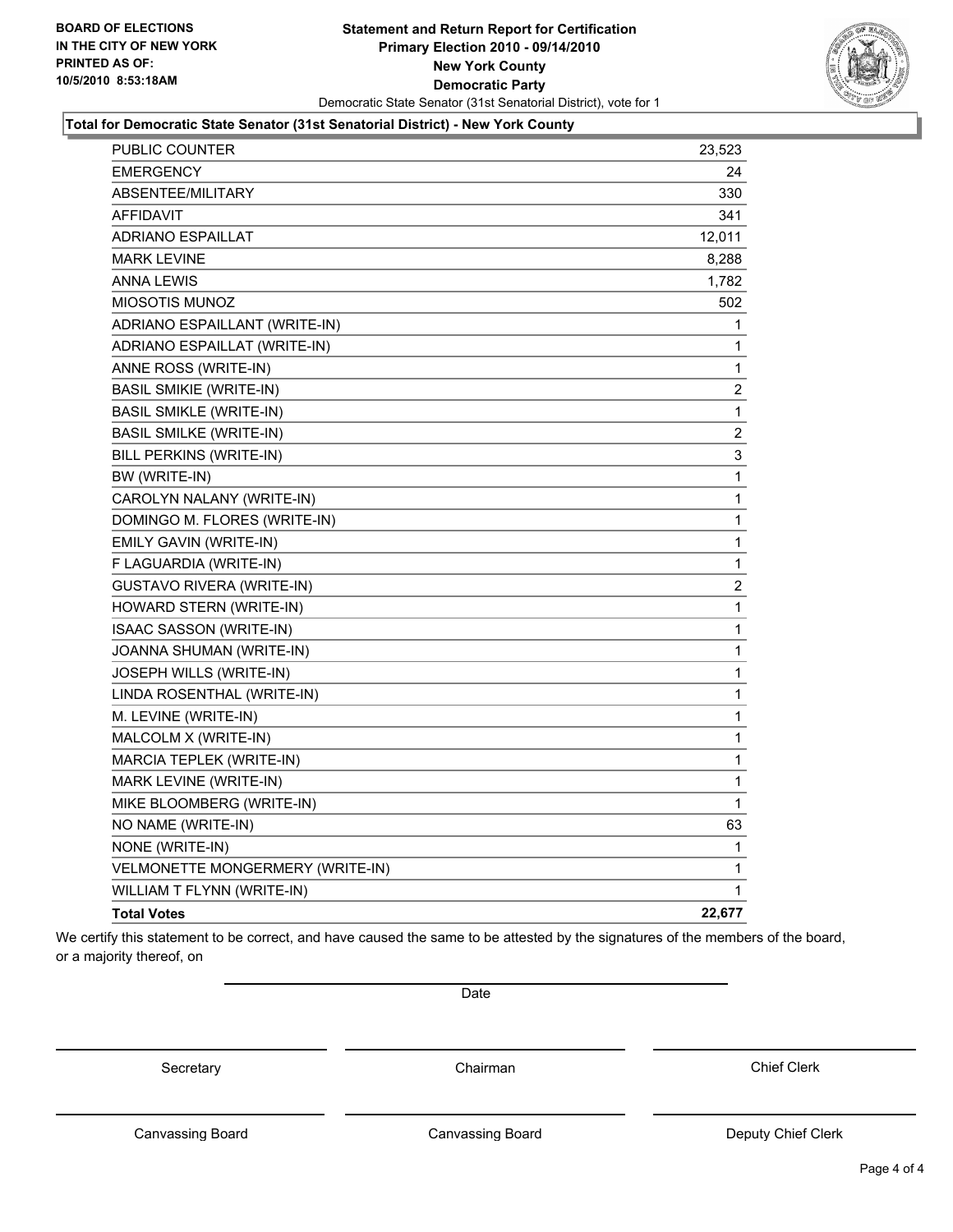**BOARD OF ELECTIONS IN THE CITY OF NEW YORK PRINTED AS OF: 10/5/2010 8:53:18AM**

**Statement and Return Report for Certification**
**Primary Election 2010 - 09/14/2010**
**New York County**
**Democratic Party**
Democratic State Senator (31st Senatorial District), vote for 1

**Total for Democratic State Senator (31st Senatorial District) - New York County**

| | |
|---|---|
| PUBLIC COUNTER | 23,523 |
| EMERGENCY | 24 |
| ABSENTEE/MILITARY | 330 |
| AFFIDAVIT | 341 |
| ADRIANO ESPAILLAT | 12,011 |
| MARK LEVINE | 8,288 |
| ANNA LEWIS | 1,782 |
| MIOSOTIS MUNOZ | 502 |
| ADRIANO ESPAILLANT (WRITE-IN) | 1 |
| ADRIANO ESPAILLAT (WRITE-IN) | 1 |
| ANNE ROSS (WRITE-IN) | 1 |
| BASIL SMIKIE (WRITE-IN) | 2 |
| BASIL SMIKLE (WRITE-IN) | 1 |
| BASIL SMILKE (WRITE-IN) | 2 |
| BILL PERKINS (WRITE-IN) | 3 |
| BW (WRITE-IN) | 1 |
| CAROLYN NALANY (WRITE-IN) | 1 |
| DOMINGO M. FLORES (WRITE-IN) | 1 |
| EMILY GAVIN (WRITE-IN) | 1 |
| F LAGUARDIA (WRITE-IN) | 1 |
| GUSTAVO RIVERA (WRITE-IN) | 2 |
| HOWARD STERN (WRITE-IN) | 1 |
| ISAAC SASSON (WRITE-IN) | 1 |
| JOANNA SHUMAN (WRITE-IN) | 1 |
| JOSEPH WILLS (WRITE-IN) | 1 |
| LINDA ROSENTHAL (WRITE-IN) | 1 |
| M. LEVINE (WRITE-IN) | 1 |
| MALCOLM X (WRITE-IN) | 1 |
| MARCIA TEPLEK (WRITE-IN) | 1 |
| MARK LEVINE (WRITE-IN) | 1 |
| MIKE BLOOMBERG (WRITE-IN) | 1 |
| NO NAME (WRITE-IN) | 63 |
| NONE (WRITE-IN) | 1 |
| VELMONETTE MONGERMERY (WRITE-IN) | 1 |
| WILLIAM T FLYNN (WRITE-IN) | 1 |
| **Total Votes** | **22,677** |

We certify this statement to be correct, and have caused the same to be attested by the signatures of the members of the board, or a majority thereof, on

Date

Secretary    Chairman    Chief Clerk

Canvassing Board    Canvassing Board    Deputy Chief Clerk